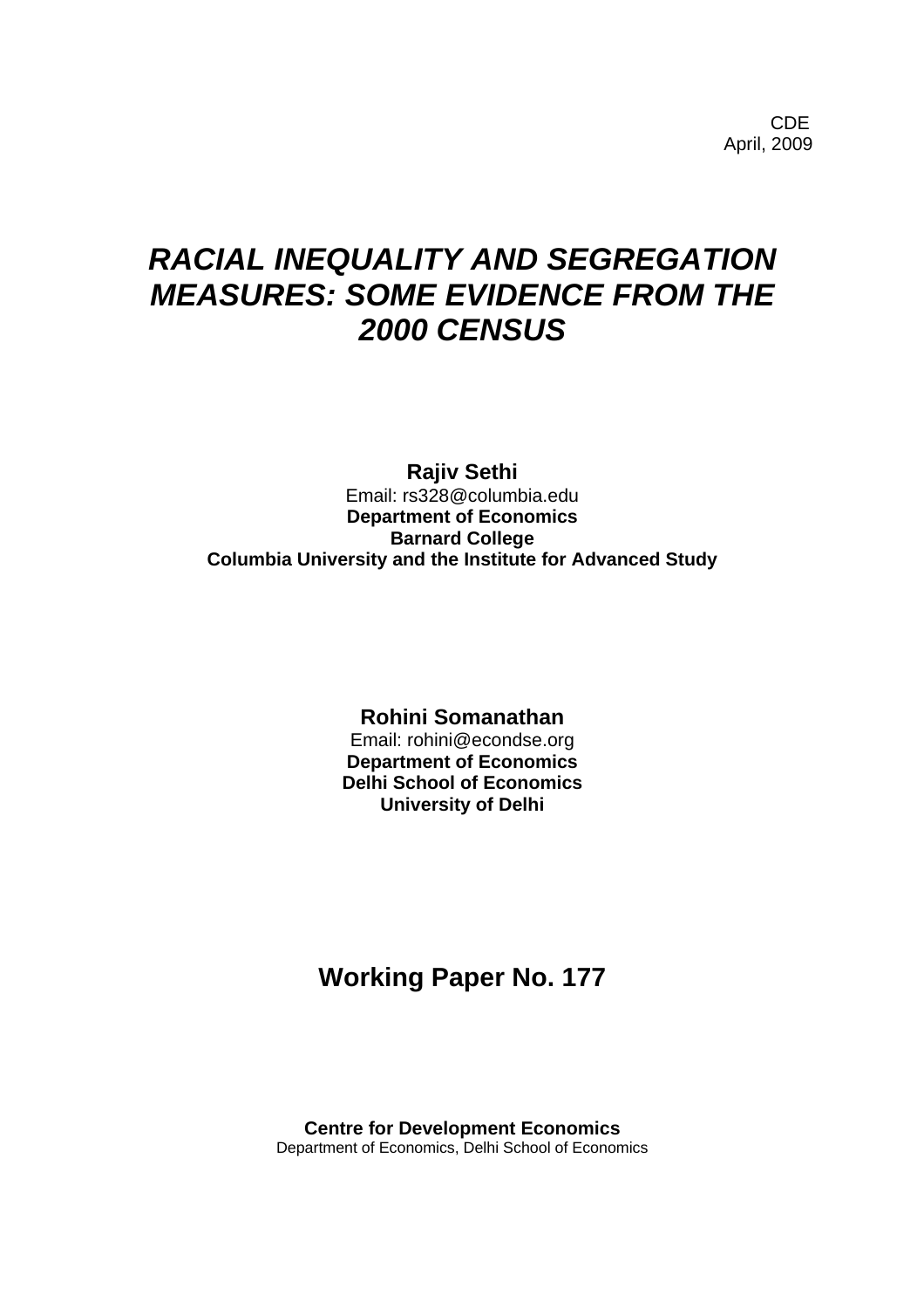CDE
April, 2009

# *RACIAL INEQUALITY AND SEGREGATION MEASURES: SOME EVIDENCE FROM THE 2000 CENSUS*

**Rajiv Sethi**
Email: rs328@columbia.edu
**Department of Economics**
**Barnard College**
**Columbia University and the Institute for Advanced Study**

**Rohini Somanathan**
Email: rohini@econdse.org
**Department of Economics**
**Delhi School of Economics**
**University of Delhi**

## Working Paper No. 177

**Centre for Development Economics**
Department of Economics, Delhi School of Economics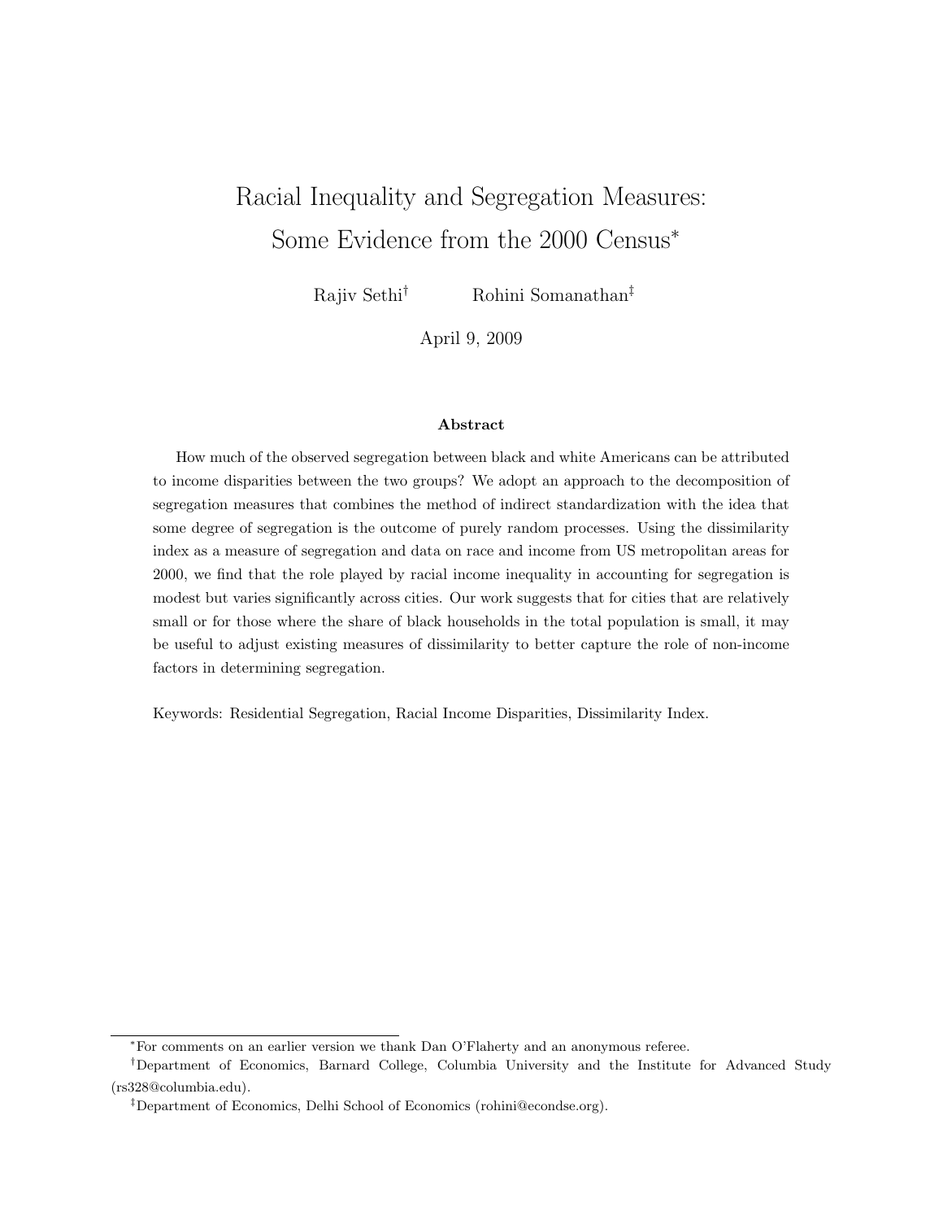# Racial Inequality and Segregation Measures: Some Evidence from the 2000 Census*

Rajiv Sethi[†] Rohini Somanathan[‡]

April 9, 2009

### Abstract

How much of the observed segregation between black and white Americans can be attributed to income disparities between the two groups? We adopt an approach to the decomposition of segregation measures that combines the method of indirect standardization with the idea that some degree of segregation is the outcome of purely random processes. Using the dissimilarity index as a measure of segregation and data on race and income from US metropolitan areas for 2000, we find that the role played by racial income inequality in accounting for segregation is modest but varies significantly across cities. Our work suggests that for cities that are relatively small or for those where the share of black households in the total population is small, it may be useful to adjust existing measures of dissimilarity to better capture the role of non-income factors in determining segregation.

Keywords: Residential Segregation, Racial Income Disparities, Dissimilarity Index.

---

*For comments on an earlier version we thank Dan O'Flaherty and an anonymous referee.

[†]Department of Economics, Barnard College, Columbia University and the Institute for Advanced Study (rs328@columbia.edu).

[‡]Department of Economics, Delhi School of Economics (rohini@econdse.org).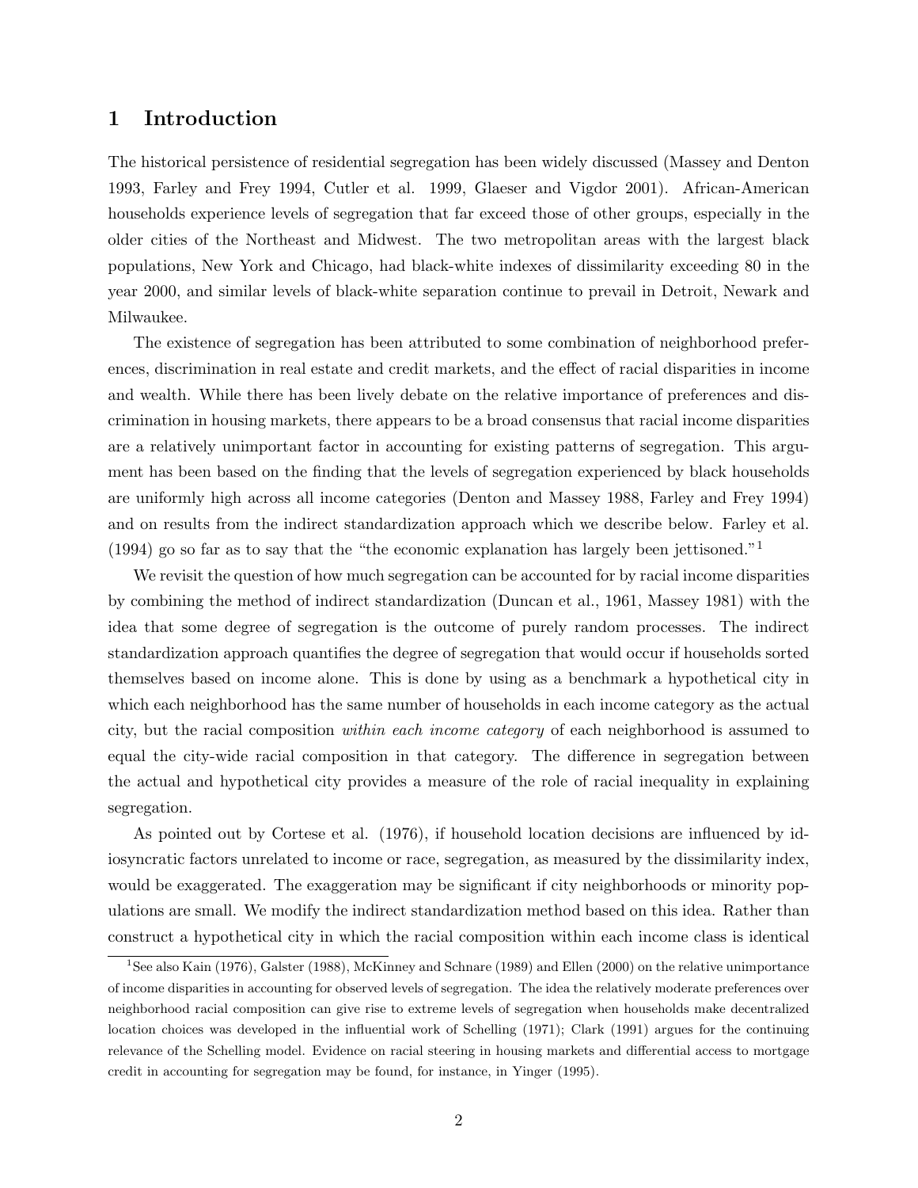## 1 Introduction

The historical persistence of residential segregation has been widely discussed (Massey and Denton 1993, Farley and Frey 1994, Cutler et al. 1999, Glaeser and Vigdor 2001). African-American households experience levels of segregation that far exceed those of other groups, especially in the older cities of the Northeast and Midwest. The two metropolitan areas with the largest black populations, New York and Chicago, had black-white indexes of dissimilarity exceeding 80 in the year 2000, and similar levels of black-white separation continue to prevail in Detroit, Newark and Milwaukee.

The existence of segregation has been attributed to some combination of neighborhood preferences, discrimination in real estate and credit markets, and the effect of racial disparities in income and wealth. While there has been lively debate on the relative importance of preferences and discrimination in housing markets, there appears to be a broad consensus that racial income disparities are a relatively unimportant factor in accounting for existing patterns of segregation. This argument has been based on the finding that the levels of segregation experienced by black households are uniformly high across all income categories (Denton and Massey 1988, Farley and Frey 1994) and on results from the indirect standardization approach which we describe below. Farley et al. (1994) go so far as to say that the "the economic explanation has largely been jettisoned."[1]

We revisit the question of how much segregation can be accounted for by racial income disparities by combining the method of indirect standardization (Duncan et al., 1961, Massey 1981) with the idea that some degree of segregation is the outcome of purely random processes. The indirect standardization approach quantifies the degree of segregation that would occur if households sorted themselves based on income alone. This is done by using as a benchmark a hypothetical city in which each neighborhood has the same number of households in each income category as the actual city, but the racial composition *within each income category* of each neighborhood is assumed to equal the city-wide racial composition in that category. The difference in segregation between the actual and hypothetical city provides a measure of the role of racial inequality in explaining segregation.

As pointed out by Cortese et al. (1976), if household location decisions are influenced by idiosyncratic factors unrelated to income or race, segregation, as measured by the dissimilarity index, would be exaggerated. The exaggeration may be significant if city neighborhoods or minority populations are small. We modify the indirect standardization method based on this idea. Rather than construct a hypothetical city in which the racial composition within each income class is identical

[1] See also Kain (1976), Galster (1988), McKinney and Schnare (1989) and Ellen (2000) on the relative unimportance of income disparities in accounting for observed levels of segregation. The idea the relatively moderate preferences over neighborhood racial composition can give rise to extreme levels of segregation when households make decentralized location choices was developed in the influential work of Schelling (1971); Clark (1991) argues for the continuing relevance of the Schelling model. Evidence on racial steering in housing markets and differential access to mortgage credit in accounting for segregation may be found, for instance, in Yinger (1995).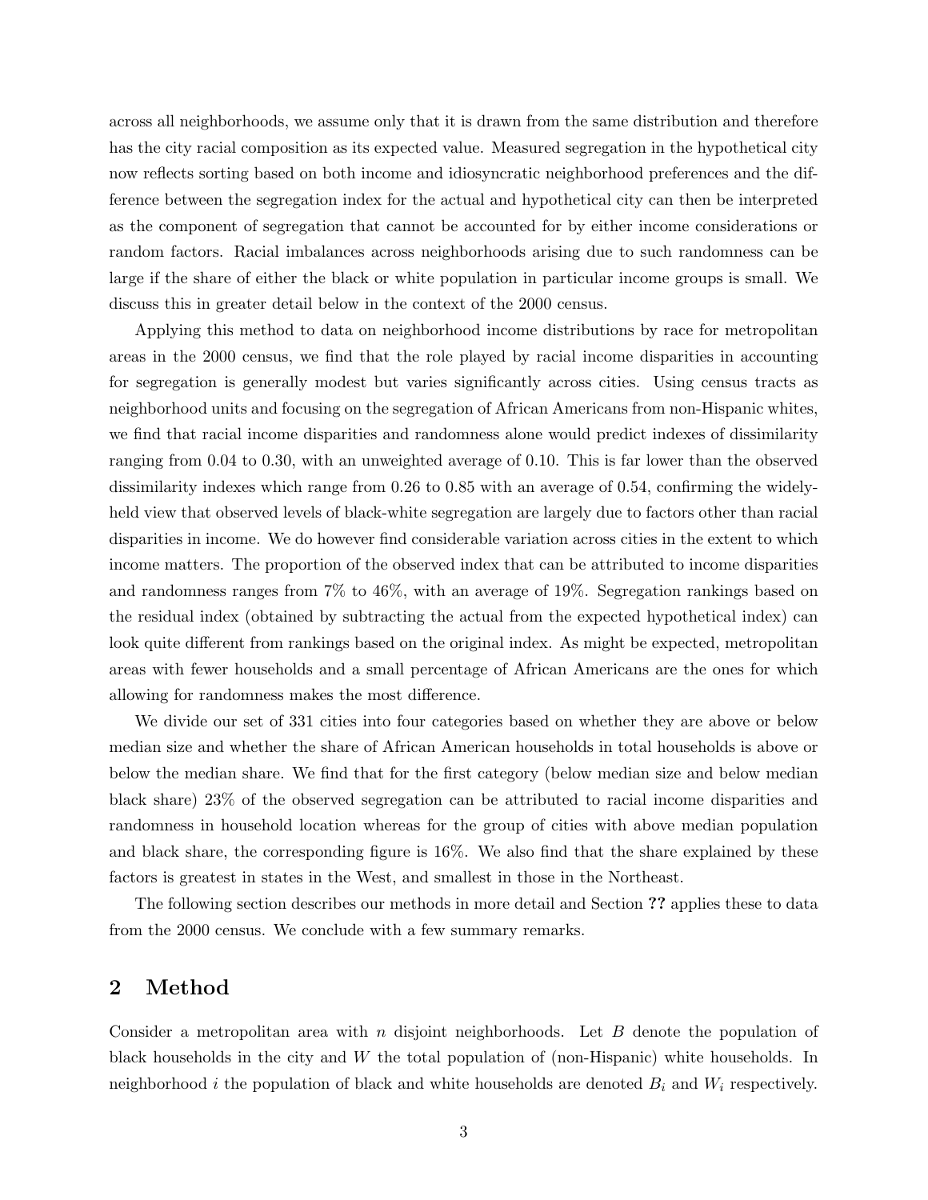across all neighborhoods, we assume only that it is drawn from the same distribution and therefore has the city racial composition as its expected value. Measured segregation in the hypothetical city now reflects sorting based on both income and idiosyncratic neighborhood preferences and the difference between the segregation index for the actual and hypothetical city can then be interpreted as the component of segregation that cannot be accounted for by either income considerations or random factors. Racial imbalances across neighborhoods arising due to such randomness can be large if the share of either the black or white population in particular income groups is small. We discuss this in greater detail below in the context of the 2000 census.

Applying this method to data on neighborhood income distributions by race for metropolitan areas in the 2000 census, we find that the role played by racial income disparities in accounting for segregation is generally modest but varies significantly across cities. Using census tracts as neighborhood units and focusing on the segregation of African Americans from non-Hispanic whites, we find that racial income disparities and randomness alone would predict indexes of dissimilarity ranging from 0.04 to 0.30, with an unweighted average of 0.10. This is far lower than the observed dissimilarity indexes which range from 0.26 to 0.85 with an average of 0.54, confirming the widely-held view that observed levels of black-white segregation are largely due to factors other than racial disparities in income. We do however find considerable variation across cities in the extent to which income matters. The proportion of the observed index that can be attributed to income disparities and randomness ranges from 7% to 46%, with an average of 19%. Segregation rankings based on the residual index (obtained by subtracting the actual from the expected hypothetical index) can look quite different from rankings based on the original index. As might be expected, metropolitan areas with fewer households and a small percentage of African Americans are the ones for which allowing for randomness makes the most difference.

We divide our set of 331 cities into four categories based on whether they are above or below median size and whether the share of African American households in total households is above or below the median share. We find that for the first category (below median size and below median black share) 23% of the observed segregation can be attributed to racial income disparities and randomness in household location whereas for the group of cities with above median population and black share, the corresponding figure is 16%. We also find that the share explained by these factors is greatest in states in the West, and smallest in those in the Northeast.

The following section describes our methods in more detail and Section **??** applies these to data from the 2000 census. We conclude with a few summary remarks.

## 2 Method

Consider a metropolitan area with $n$ disjoint neighborhoods. Let $B$ denote the population of black households in the city and $W$ the total population of (non-Hispanic) white households. In neighborhood $i$ the population of black and white households are denoted $B_i$ and $W_i$ respectively.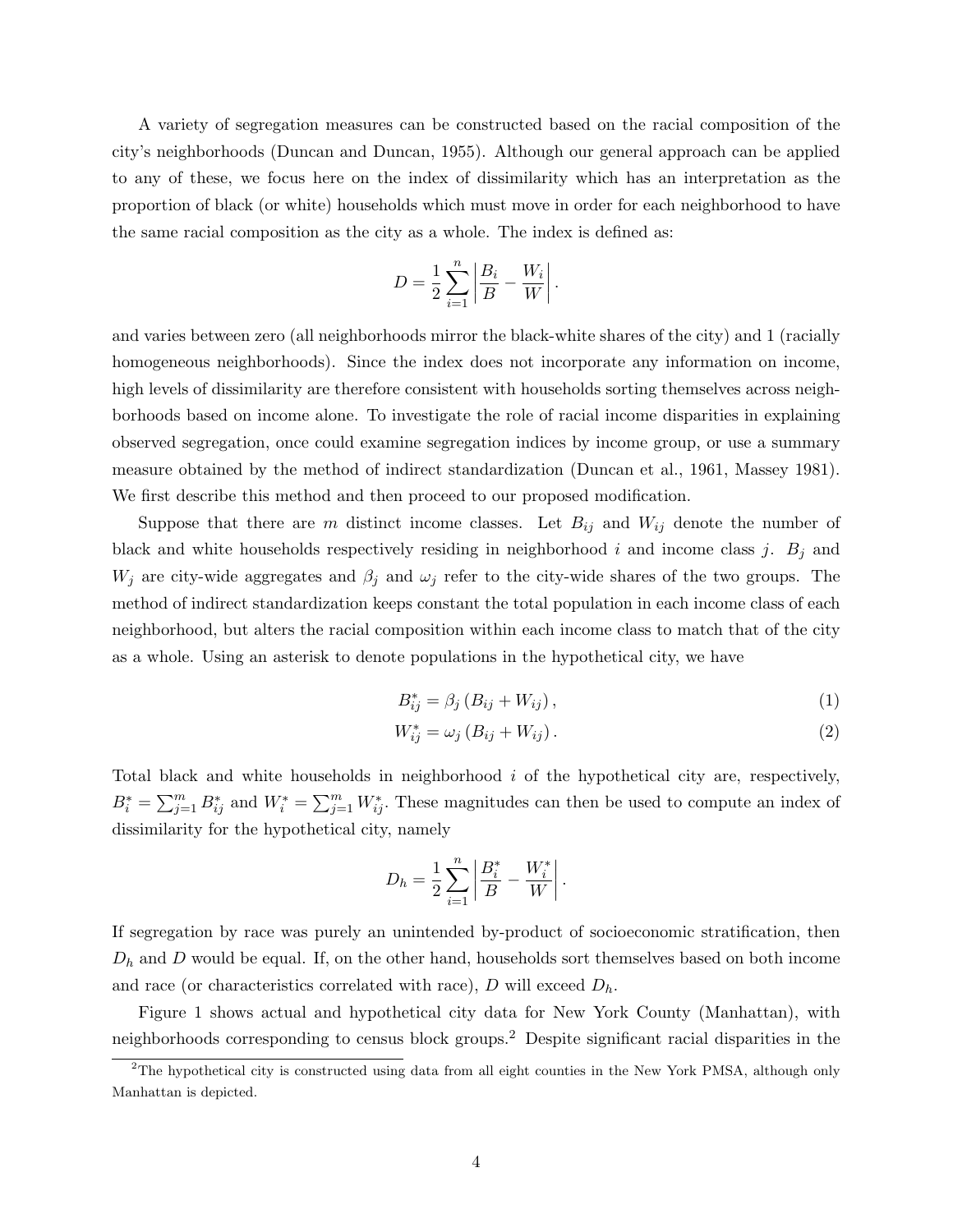A variety of segregation measures can be constructed based on the racial composition of the city's neighborhoods (Duncan and Duncan, 1955). Although our general approach can be applied to any of these, we focus here on the index of dissimilarity which has an interpretation as the proportion of black (or white) households which must move in order for each neighborhood to have the same racial composition as the city as a whole. The index is defined as:

$$D = \frac{1}{2} \sum_{i=1}^{n} \left| \frac{B_i}{B} - \frac{W_i}{W} \right|.$$

and varies between zero (all neighborhoods mirror the black-white shares of the city) and 1 (racially homogeneous neighborhoods). Since the index does not incorporate any information on income, high levels of dissimilarity are therefore consistent with households sorting themselves across neighborhoods based on income alone. To investigate the role of racial income disparities in explaining observed segregation, once could examine segregation indices by income group, or use a summary measure obtained by the method of indirect standardization (Duncan et al., 1961, Massey 1981). We first describe this method and then proceed to our proposed modification.

Suppose that there are $m$ distinct income classes. Let $B_{ij}$ and $W_{ij}$ denote the number of black and white households respectively residing in neighborhood $i$ and income class $j$. $B_j$ and $W_j$ are city-wide aggregates and $\beta_j$ and $\omega_j$ refer to the city-wide shares of the two groups. The method of indirect standardization keeps constant the total population in each income class of each neighborhood, but alters the racial composition within each income class to match that of the city as a whole. Using an asterisk to denote populations in the hypothetical city, we have

$$B_{ij}^{*} = \beta_j \left( B_{ij} + W_{ij} \right), \tag{1}$$

$$W_{ij}^{*} = \omega_j \left( B_{ij} + W_{ij} \right). \tag{2}$$

Total black and white households in neighborhood $i$ of the hypothetical city are, respectively, $B_i^* = \sum_{j=1}^{m} B_{ij}^*$ and $W_i^* = \sum_{j=1}^{m} W_{ij}^*$. These magnitudes can then be used to compute an index of dissimilarity for the hypothetical city, namely

$$D_h = \frac{1}{2} \sum_{i=1}^{n} \left| \frac{B_i^*}{B} - \frac{W_i^*}{W} \right|.$$

If segregation by race was purely an unintended by-product of socioeconomic stratification, then $D_h$ and $D$ would be equal. If, on the other hand, households sort themselves based on both income and race (or characteristics correlated with race), $D$ will exceed $D_h$.

Figure 1 shows actual and hypothetical city data for New York County (Manhattan), with neighborhoods corresponding to census block groups.[2] Despite significant racial disparities in the

[2] The hypothetical city is constructed using data from all eight counties in the New York PMSA, although only Manhattan is depicted.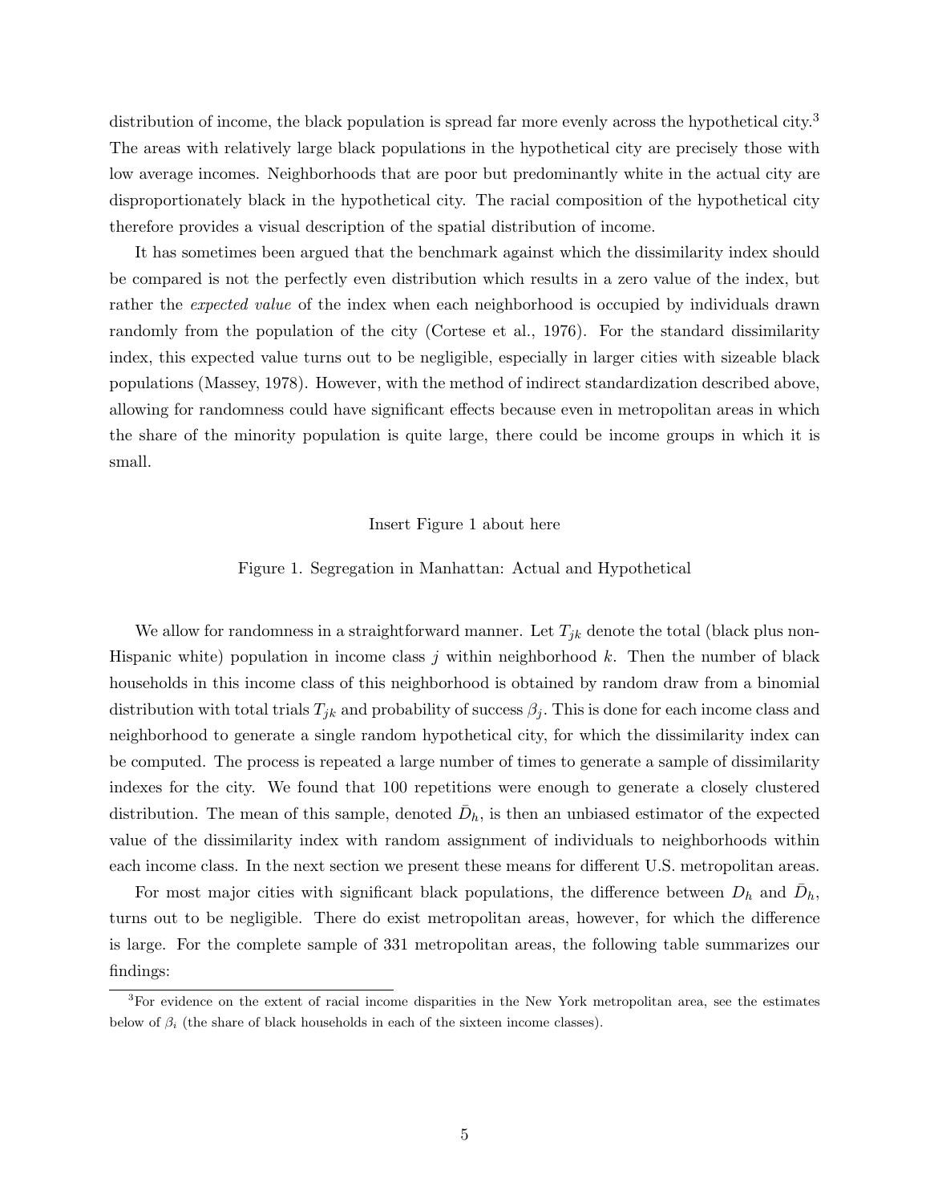distribution of income, the black population is spread far more evenly across the hypothetical city.[3] The areas with relatively large black populations in the hypothetical city are precisely those with low average incomes. Neighborhoods that are poor but predominantly white in the actual city are disproportionately black in the hypothetical city. The racial composition of the hypothetical city therefore provides a visual description of the spatial distribution of income.

It has sometimes been argued that the benchmark against which the dissimilarity index should be compared is not the perfectly even distribution which results in a zero value of the index, but rather the *expected value* of the index when each neighborhood is occupied by individuals drawn randomly from the population of the city (Cortese et al., 1976). For the standard dissimilarity index, this expected value turns out to be negligible, especially in larger cities with sizeable black populations (Massey, 1978). However, with the method of indirect standardization described above, allowing for randomness could have significant effects because even in metropolitan areas in which the share of the minority population is quite large, there could be income groups in which it is small.

Insert Figure 1 about here

Figure 1. Segregation in Manhattan: Actual and Hypothetical

We allow for randomness in a straightforward manner. Let $T_{jk}$ denote the total (black plus non-Hispanic white) population in income class $j$ within neighborhood $k$. Then the number of black households in this income class of this neighborhood is obtained by random draw from a binomial distribution with total trials $T_{jk}$ and probability of success $\beta_j$. This is done for each income class and neighborhood to generate a single random hypothetical city, for which the dissimilarity index can be computed. The process is repeated a large number of times to generate a sample of dissimilarity indexes for the city. We found that 100 repetitions were enough to generate a closely clustered distribution. The mean of this sample, denoted $\bar{D}_h$, is then an unbiased estimator of the expected value of the dissimilarity index with random assignment of individuals to neighborhoods within each income class. In the next section we present these means for different U.S. metropolitan areas.

For most major cities with significant black populations, the difference between $D_h$ and $\bar{D}_h$, turns out to be negligible. There do exist metropolitan areas, however, for which the difference is large. For the complete sample of 331 metropolitan areas, the following table summarizes our findings:

[3] For evidence on the extent of racial income disparities in the New York metropolitan area, see the estimates below of $\beta_i$ (the share of black households in each of the sixteen income classes).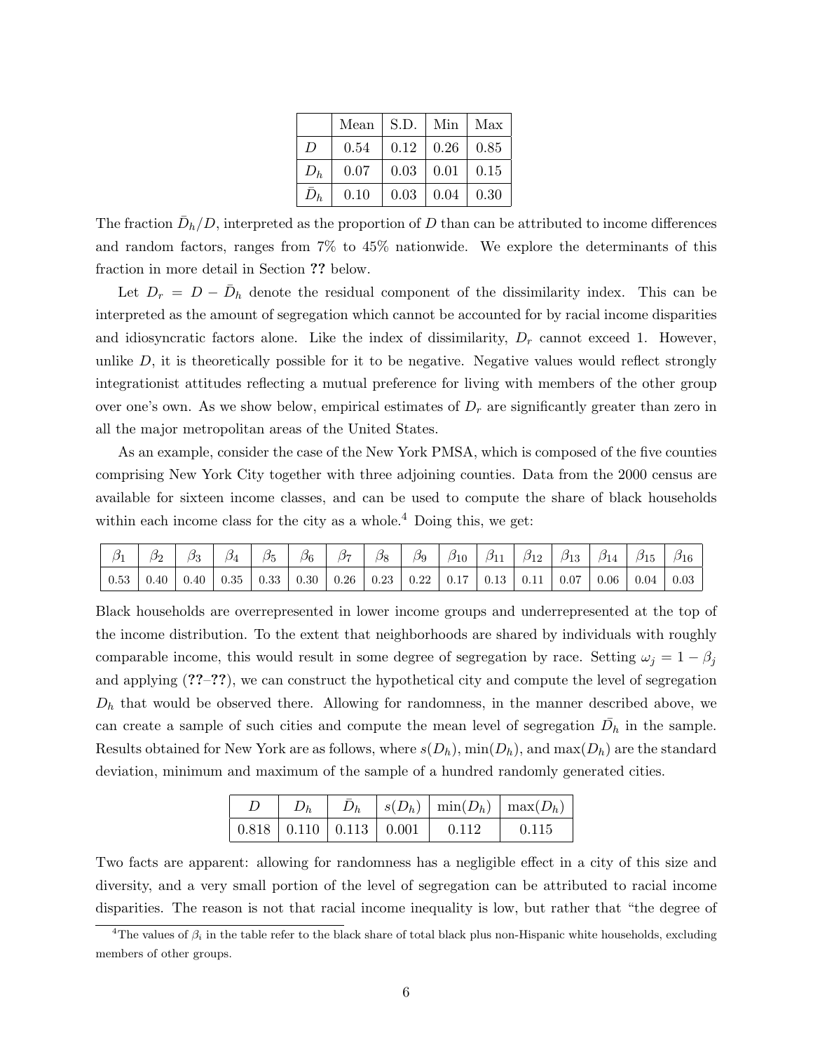|  | Mean | S.D. | Min | Max |
|---|---|---|---|---|
| $D$ | 0.54 | 0.12 | 0.26 | 0.85 |
| $D_h$ | 0.07 | 0.03 | 0.01 | 0.15 |
| $\bar{D}_h$ | 0.10 | 0.03 | 0.04 | 0.30 |

The fraction $\bar{D}_h/D$, interpreted as the proportion of $D$ than can be attributed to income differences and random factors, ranges from 7% to 45% nationwide. We explore the determinants of this fraction in more detail in Section **??** below.

Let $D_r = D - \bar{D}_h$ denote the residual component of the dissimilarity index. This can be interpreted as the amount of segregation which cannot be accounted for by racial income disparities and idiosyncratic factors alone. Like the index of dissimilarity, $D_r$ cannot exceed 1. However, unlike $D$, it is theoretically possible for it to be negative. Negative values would reflect strongly integrationist attitudes reflecting a mutual preference for living with members of the other group over one's own. As we show below, empirical estimates of $D_r$ are significantly greater than zero in all the major metropolitan areas of the United States.

As an example, consider the case of the New York PMSA, which is composed of the five counties comprising New York City together with three adjoining counties. Data from the 2000 census are available for sixteen income classes, and can be used to compute the share of black households within each income class for the city as a whole.[4] Doing this, we get:

| $\beta_1$ | $\beta_2$ | $\beta_3$ | $\beta_4$ | $\beta_5$ | $\beta_6$ | $\beta_7$ | $\beta_8$ | $\beta_9$ | $\beta_{10}$ | $\beta_{11}$ | $\beta_{12}$ | $\beta_{13}$ | $\beta_{14}$ | $\beta_{15}$ | $\beta_{16}$ |
|---|---|---|---|---|---|---|---|---|---|---|---|---|---|---|---|
| 0.53 | 0.40 | 0.40 | 0.35 | 0.33 | 0.30 | 0.26 | 0.23 | 0.22 | 0.17 | 0.13 | 0.11 | 0.07 | 0.06 | 0.04 | 0.03 |

Black households are overrepresented in lower income groups and underrepresented at the top of the income distribution. To the extent that neighborhoods are shared by individuals with roughly comparable income, this would result in some degree of segregation by race. Setting $\omega_j = 1 - \beta_j$ and applying (**??**–**??**), we can construct the hypothetical city and compute the level of segregation $D_h$ that would be observed there. Allowing for randomness, in the manner described above, we can create a sample of such cities and compute the mean level of segregation $\bar{D}_h$ in the sample. Results obtained for New York are as follows, where $s(D_h)$, $\min(D_h)$, and $\max(D_h)$ are the standard deviation, minimum and maximum of the sample of a hundred randomly generated cities.

| $D$ | $D_h$ | $\bar{D}_h$ | $s(D_h)$ | $\min(D_h)$ | $\max(D_h)$ |
|---|---|---|---|---|---|
| 0.818 | 0.110 | 0.113 | 0.001 | 0.112 | 0.115 |

Two facts are apparent: allowing for randomness has a negligible effect in a city of this size and diversity, and a very small portion of the level of segregation can be attributed to racial income disparities. The reason is not that racial income inequality is low, but rather that "the degree of

[4] The values of $\beta_i$ in the table refer to the black share of total black plus non-Hispanic white households, excluding members of other groups.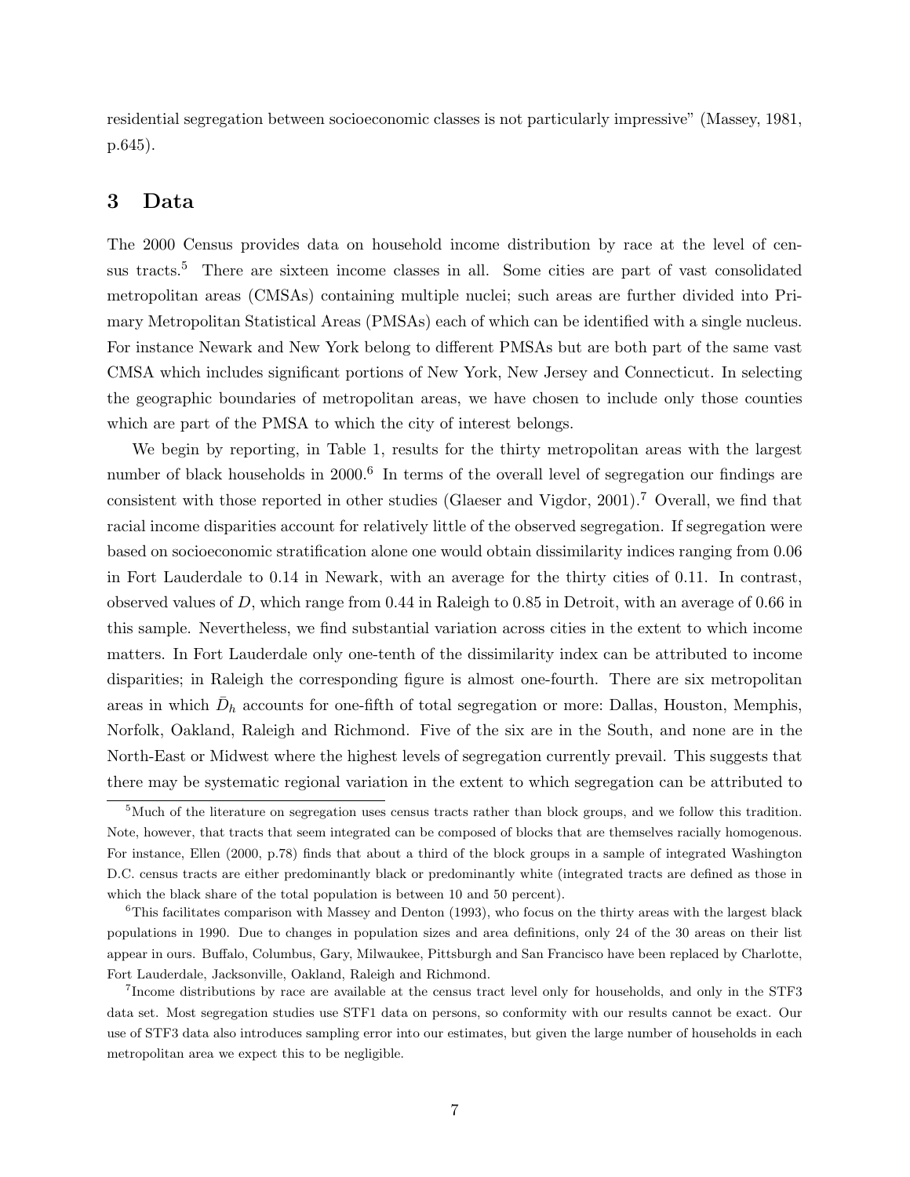residential segregation between socioeconomic classes is not particularly impressive" (Massey, 1981, p.645).

## 3 Data

The 2000 Census provides data on household income distribution by race at the level of census tracts.[5] There are sixteen income classes in all. Some cities are part of vast consolidated metropolitan areas (CMSAs) containing multiple nuclei; such areas are further divided into Primary Metropolitan Statistical Areas (PMSAs) each of which can be identified with a single nucleus. For instance Newark and New York belong to different PMSAs but are both part of the same vast CMSA which includes significant portions of New York, New Jersey and Connecticut. In selecting the geographic boundaries of metropolitan areas, we have chosen to include only those counties which are part of the PMSA to which the city of interest belongs.

We begin by reporting, in Table 1, results for the thirty metropolitan areas with the largest number of black households in 2000.[6] In terms of the overall level of segregation our findings are consistent with those reported in other studies (Glaeser and Vigdor, 2001).[7] Overall, we find that racial income disparities account for relatively little of the observed segregation. If segregation were based on socioeconomic stratification alone one would obtain dissimilarity indices ranging from 0.06 in Fort Lauderdale to 0.14 in Newark, with an average for the thirty cities of 0.11. In contrast, observed values of $D$, which range from 0.44 in Raleigh to 0.85 in Detroit, with an average of 0.66 in this sample. Nevertheless, we find substantial variation across cities in the extent to which income matters. In Fort Lauderdale only one-tenth of the dissimilarity index can be attributed to income disparities; in Raleigh the corresponding figure is almost one-fourth. There are six metropolitan areas in which $\bar{D}_h$ accounts for one-fifth of total segregation or more: Dallas, Houston, Memphis, Norfolk, Oakland, Raleigh and Richmond. Five of the six are in the South, and none are in the North-East or Midwest where the highest levels of segregation currently prevail. This suggests that there may be systematic regional variation in the extent to which segregation can be attributed to

---

[5] Much of the literature on segregation uses census tracts rather than block groups, and we follow this tradition. Note, however, that tracts that seem integrated can be composed of blocks that are themselves racially homogenous. For instance, Ellen (2000, p.78) finds that about a third of the block groups in a sample of integrated Washington D.C. census tracts are either predominantly black or predominantly white (integrated tracts are defined as those in which the black share of the total population is between 10 and 50 percent).

[6] This facilitates comparison with Massey and Denton (1993), who focus on the thirty areas with the largest black populations in 1990. Due to changes in population sizes and area definitions, only 24 of the 30 areas on their list appear in ours. Buffalo, Columbus, Gary, Milwaukee, Pittsburgh and San Francisco have been replaced by Charlotte, Fort Lauderdale, Jacksonville, Oakland, Raleigh and Richmond.

[7] Income distributions by race are available at the census tract level only for households, and only in the STF3 data set. Most segregation studies use STF1 data on persons, so conformity with our results cannot be exact. Our use of STF3 data also introduces sampling error into our estimates, but given the large number of households in each metropolitan area we expect this to be negligible.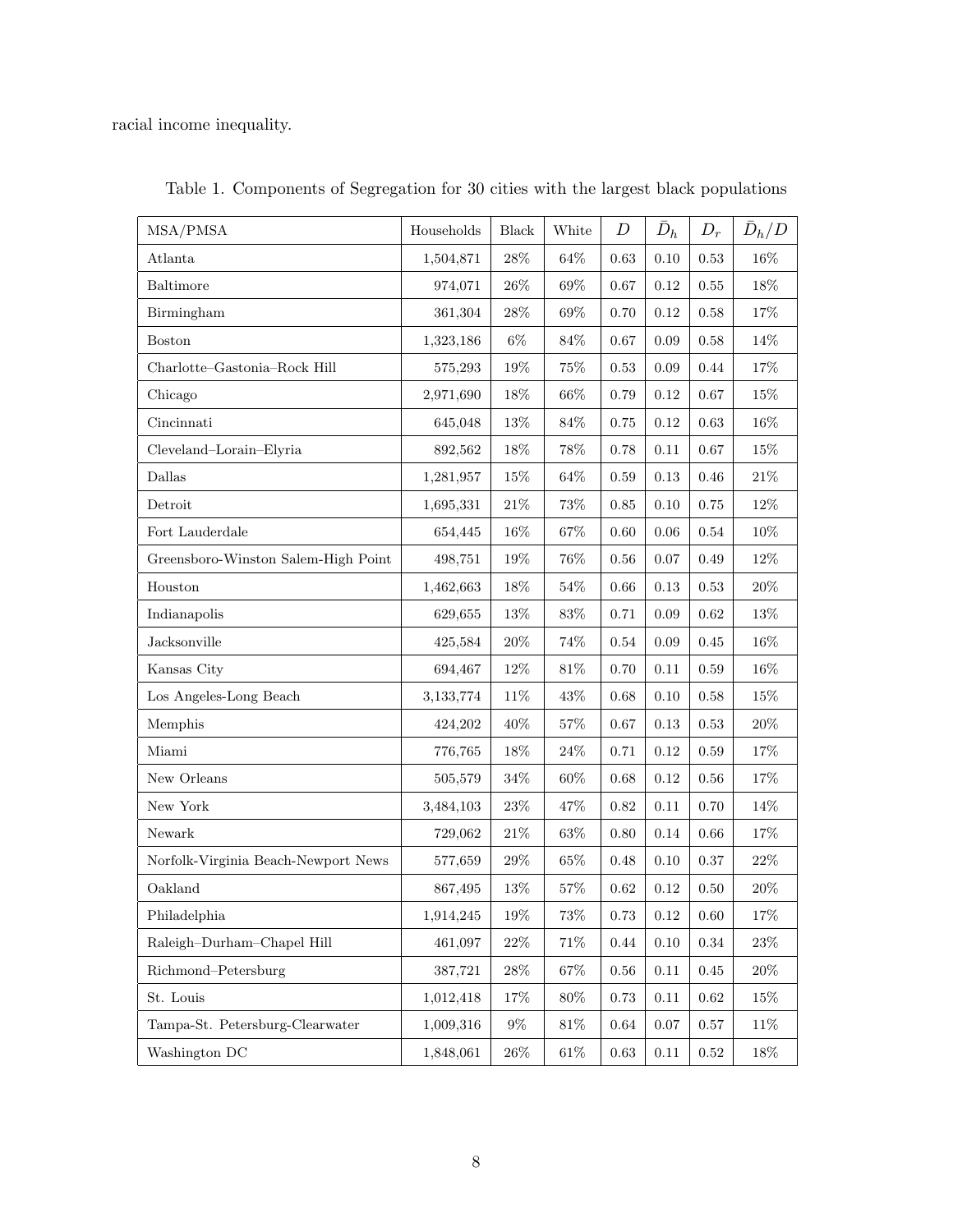racial income inequality.

Table 1. Components of Segregation for 30 cities with the largest black populations

| MSA/PMSA | Households | Black | White | $D$ | $\bar{D}_h$ | $D_r$ | $\bar{D}_h/D$ |
|---|---|---|---|---|---|---|---|
| Atlanta | 1,504,871 | 28% | 64% | 0.63 | 0.10 | 0.53 | 16% |
| Baltimore | 974,071 | 26% | 69% | 0.67 | 0.12 | 0.55 | 18% |
| Birmingham | 361,304 | 28% | 69% | 0.70 | 0.12 | 0.58 | 17% |
| Boston | 1,323,186 | 6% | 84% | 0.67 | 0.09 | 0.58 | 14% |
| Charlotte–Gastonia–Rock Hill | 575,293 | 19% | 75% | 0.53 | 0.09 | 0.44 | 17% |
| Chicago | 2,971,690 | 18% | 66% | 0.79 | 0.12 | 0.67 | 15% |
| Cincinnati | 645,048 | 13% | 84% | 0.75 | 0.12 | 0.63 | 16% |
| Cleveland–Lorain–Elyria | 892,562 | 18% | 78% | 0.78 | 0.11 | 0.67 | 15% |
| Dallas | 1,281,957 | 15% | 64% | 0.59 | 0.13 | 0.46 | 21% |
| Detroit | 1,695,331 | 21% | 73% | 0.85 | 0.10 | 0.75 | 12% |
| Fort Lauderdale | 654,445 | 16% | 67% | 0.60 | 0.06 | 0.54 | 10% |
| Greensboro-Winston Salem-High Point | 498,751 | 19% | 76% | 0.56 | 0.07 | 0.49 | 12% |
| Houston | 1,462,663 | 18% | 54% | 0.66 | 0.13 | 0.53 | 20% |
| Indianapolis | 629,655 | 13% | 83% | 0.71 | 0.09 | 0.62 | 13% |
| Jacksonville | 425,584 | 20% | 74% | 0.54 | 0.09 | 0.45 | 16% |
| Kansas City | 694,467 | 12% | 81% | 0.70 | 0.11 | 0.59 | 16% |
| Los Angeles-Long Beach | 3,133,774 | 11% | 43% | 0.68 | 0.10 | 0.58 | 15% |
| Memphis | 424,202 | 40% | 57% | 0.67 | 0.13 | 0.53 | 20% |
| Miami | 776,765 | 18% | 24% | 0.71 | 0.12 | 0.59 | 17% |
| New Orleans | 505,579 | 34% | 60% | 0.68 | 0.12 | 0.56 | 17% |
| New York | 3,484,103 | 23% | 47% | 0.82 | 0.11 | 0.70 | 14% |
| Newark | 729,062 | 21% | 63% | 0.80 | 0.14 | 0.66 | 17% |
| Norfolk-Virginia Beach-Newport News | 577,659 | 29% | 65% | 0.48 | 0.10 | 0.37 | 22% |
| Oakland | 867,495 | 13% | 57% | 0.62 | 0.12 | 0.50 | 20% |
| Philadelphia | 1,914,245 | 19% | 73% | 0.73 | 0.12 | 0.60 | 17% |
| Raleigh–Durham–Chapel Hill | 461,097 | 22% | 71% | 0.44 | 0.10 | 0.34 | 23% |
| Richmond–Petersburg | 387,721 | 28% | 67% | 0.56 | 0.11 | 0.45 | 20% |
| St. Louis | 1,012,418 | 17% | 80% | 0.73 | 0.11 | 0.62 | 15% |
| Tampa-St. Petersburg-Clearwater | 1,009,316 | 9% | 81% | 0.64 | 0.07 | 0.57 | 11% |
| Washington DC | 1,848,061 | 26% | 61% | 0.63 | 0.11 | 0.52 | 18% |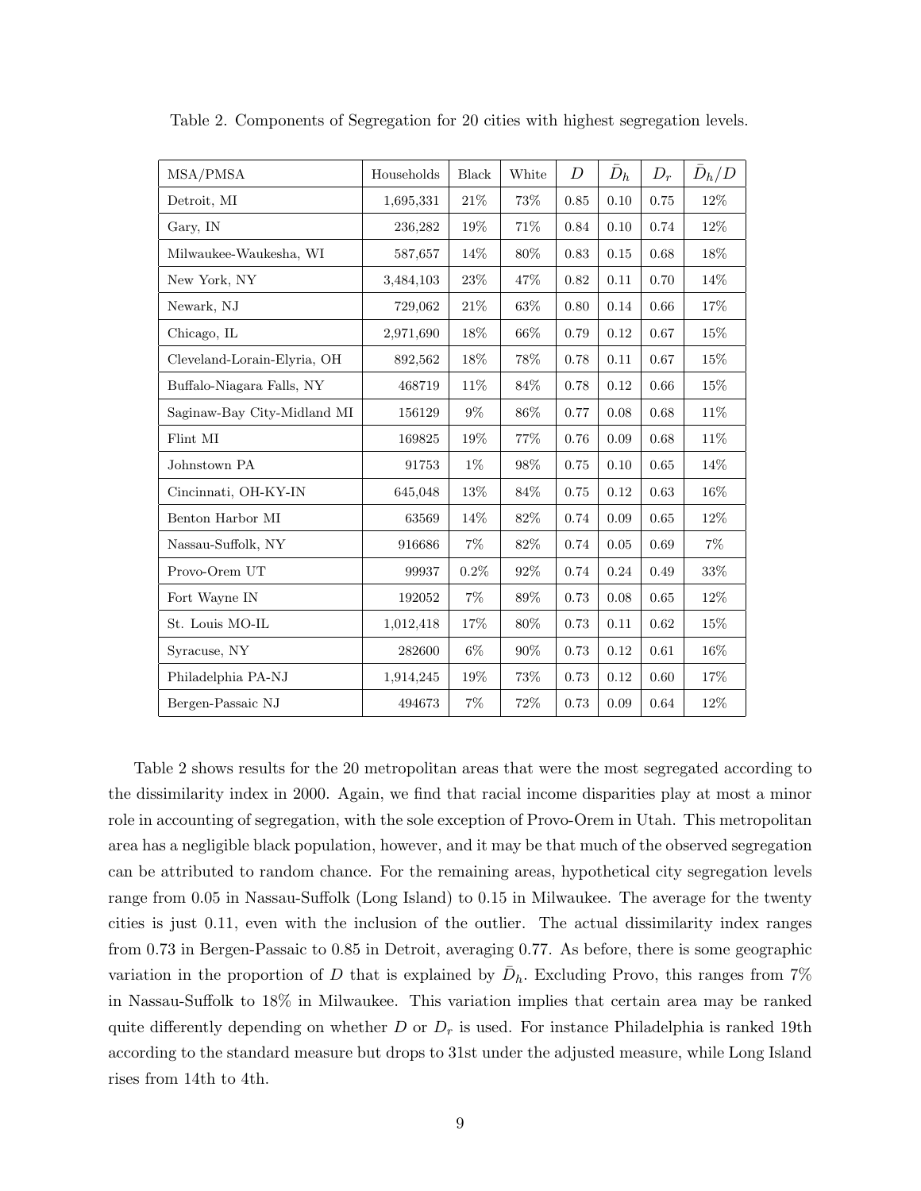Table 2. Components of Segregation for 20 cities with highest segregation levels.

| MSA/PMSA | Households | Black | White | $D$ | $\bar{D}_h$ | $D_r$ | $\bar{D}_h/D$ |
|---|---|---|---|---|---|---|---|
| Detroit, MI | 1,695,331 | 21% | 73% | 0.85 | 0.10 | 0.75 | 12% |
| Gary, IN | 236,282 | 19% | 71% | 0.84 | 0.10 | 0.74 | 12% |
| Milwaukee-Waukesha, WI | 587,657 | 14% | 80% | 0.83 | 0.15 | 0.68 | 18% |
| New York, NY | 3,484,103 | 23% | 47% | 0.82 | 0.11 | 0.70 | 14% |
| Newark, NJ | 729,062 | 21% | 63% | 0.80 | 0.14 | 0.66 | 17% |
| Chicago, IL | 2,971,690 | 18% | 66% | 0.79 | 0.12 | 0.67 | 15% |
| Cleveland-Lorain-Elyria, OH | 892,562 | 18% | 78% | 0.78 | 0.11 | 0.67 | 15% |
| Buffalo-Niagara Falls, NY | 468719 | 11% | 84% | 0.78 | 0.12 | 0.66 | 15% |
| Saginaw-Bay City-Midland MI | 156129 | 9% | 86% | 0.77 | 0.08 | 0.68 | 11% |
| Flint MI | 169825 | 19% | 77% | 0.76 | 0.09 | 0.68 | 11% |
| Johnstown PA | 91753 | 1% | 98% | 0.75 | 0.10 | 0.65 | 14% |
| Cincinnati, OH-KY-IN | 645,048 | 13% | 84% | 0.75 | 0.12 | 0.63 | 16% |
| Benton Harbor MI | 63569 | 14% | 82% | 0.74 | 0.09 | 0.65 | 12% |
| Nassau-Suffolk, NY | 916686 | 7% | 82% | 0.74 | 0.05 | 0.69 | 7% |
| Provo-Orem UT | 99937 | 0.2% | 92% | 0.74 | 0.24 | 0.49 | 33% |
| Fort Wayne IN | 192052 | 7% | 89% | 0.73 | 0.08 | 0.65 | 12% |
| St. Louis MO-IL | 1,012,418 | 17% | 80% | 0.73 | 0.11 | 0.62 | 15% |
| Syracuse, NY | 282600 | 6% | 90% | 0.73 | 0.12 | 0.61 | 16% |
| Philadelphia PA-NJ | 1,914,245 | 19% | 73% | 0.73 | 0.12 | 0.60 | 17% |
| Bergen-Passaic NJ | 494673 | 7% | 72% | 0.73 | 0.09 | 0.64 | 12% |

Table 2 shows results for the 20 metropolitan areas that were the most segregated according to the dissimilarity index in 2000. Again, we find that racial income disparities play at most a minor role in accounting of segregation, with the sole exception of Provo-Orem in Utah. This metropolitan area has a negligible black population, however, and it may be that much of the observed segregation can be attributed to random chance. For the remaining areas, hypothetical city segregation levels range from 0.05 in Nassau-Suffolk (Long Island) to 0.15 in Milwaukee. The average for the twenty cities is just 0.11, even with the inclusion of the outlier. The actual dissimilarity index ranges from 0.73 in Bergen-Passaic to 0.85 in Detroit, averaging 0.77. As before, there is some geographic variation in the proportion of $D$ that is explained by $\bar{D}_h$. Excluding Provo, this ranges from 7% in Nassau-Suffolk to 18% in Milwaukee. This variation implies that certain area may be ranked quite differently depending on whether $D$ or $D_r$ is used. For instance Philadelphia is ranked 19th according to the standard measure but drops to 31st under the adjusted measure, while Long Island rises from 14th to 4th.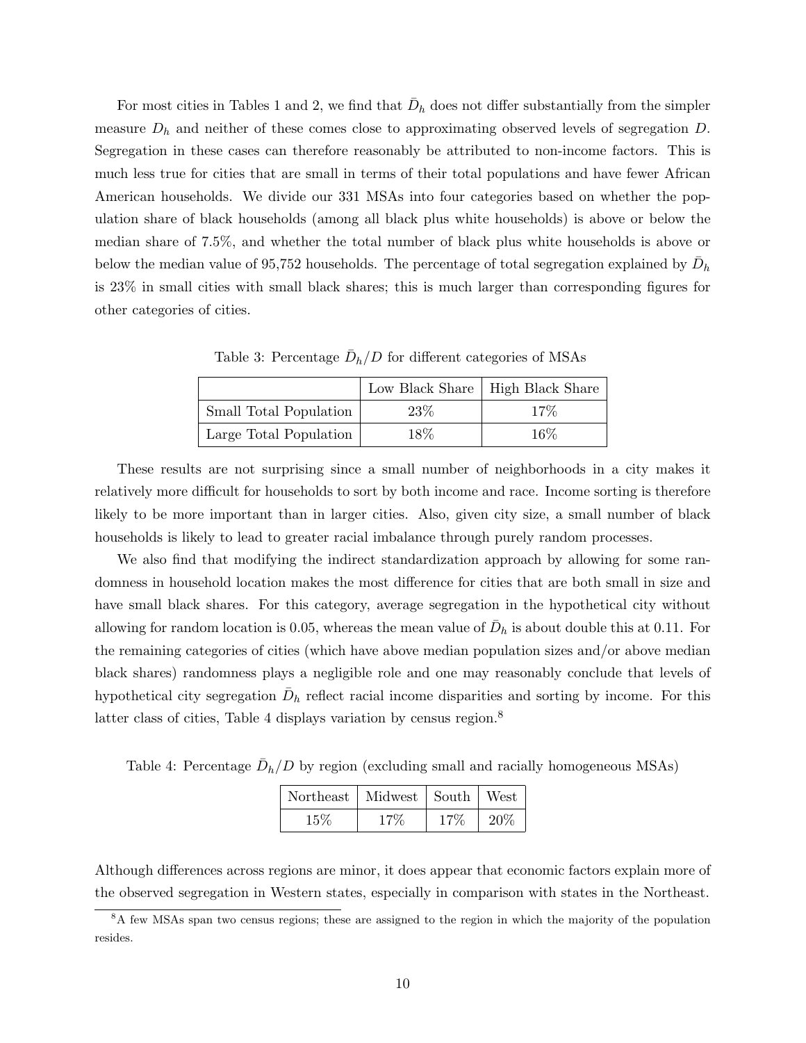For most cities in Tables 1 and 2, we find that $\bar{D}_h$ does not differ substantially from the simpler measure $D_h$ and neither of these comes close to approximating observed levels of segregation $D$. Segregation in these cases can therefore reasonably be attributed to non-income factors. This is much less true for cities that are small in terms of their total populations and have fewer African American households. We divide our 331 MSAs into four categories based on whether the population share of black households (among all black plus white households) is above or below the median share of 7.5%, and whether the total number of black plus white households is above or below the median value of 95,752 households. The percentage of total segregation explained by $\bar{D}_h$ is 23% in small cities with small black shares; this is much larger than corresponding figures for other categories of cities.

Table 3: Percentage $\bar{D}_h/D$ for different categories of MSAs

| | Low Black Share | High Black Share |
|---|---|---|
| Small Total Population | 23% | 17% |
| Large Total Population | 18% | 16% |

These results are not surprising since a small number of neighborhoods in a city makes it relatively more difficult for households to sort by both income and race. Income sorting is therefore likely to be more important than in larger cities. Also, given city size, a small number of black households is likely to lead to greater racial imbalance through purely random processes.

We also find that modifying the indirect standardization approach by allowing for some randomness in household location makes the most difference for cities that are both small in size and have small black shares. For this category, average segregation in the hypothetical city without allowing for random location is 0.05, whereas the mean value of $\bar{D}_h$ is about double this at 0.11. For the remaining categories of cities (which have above median population sizes and/or above median black shares) randomness plays a negligible role and one may reasonably conclude that levels of hypothetical city segregation $\bar{D}_h$ reflect racial income disparities and sorting by income. For this latter class of cities, Table 4 displays variation by census region.[8]

Table 4: Percentage $\bar{D}_h/D$ by region (excluding small and racially homogeneous MSAs)

| Northeast | Midwest | South | West |
|---|---|---|---|
| 15% | 17% | 17% | 20% |

Although differences across regions are minor, it does appear that economic factors explain more of the observed segregation in Western states, especially in comparison with states in the Northeast.

[8] A few MSAs span two census regions; these are assigned to the region in which the majority of the population resides.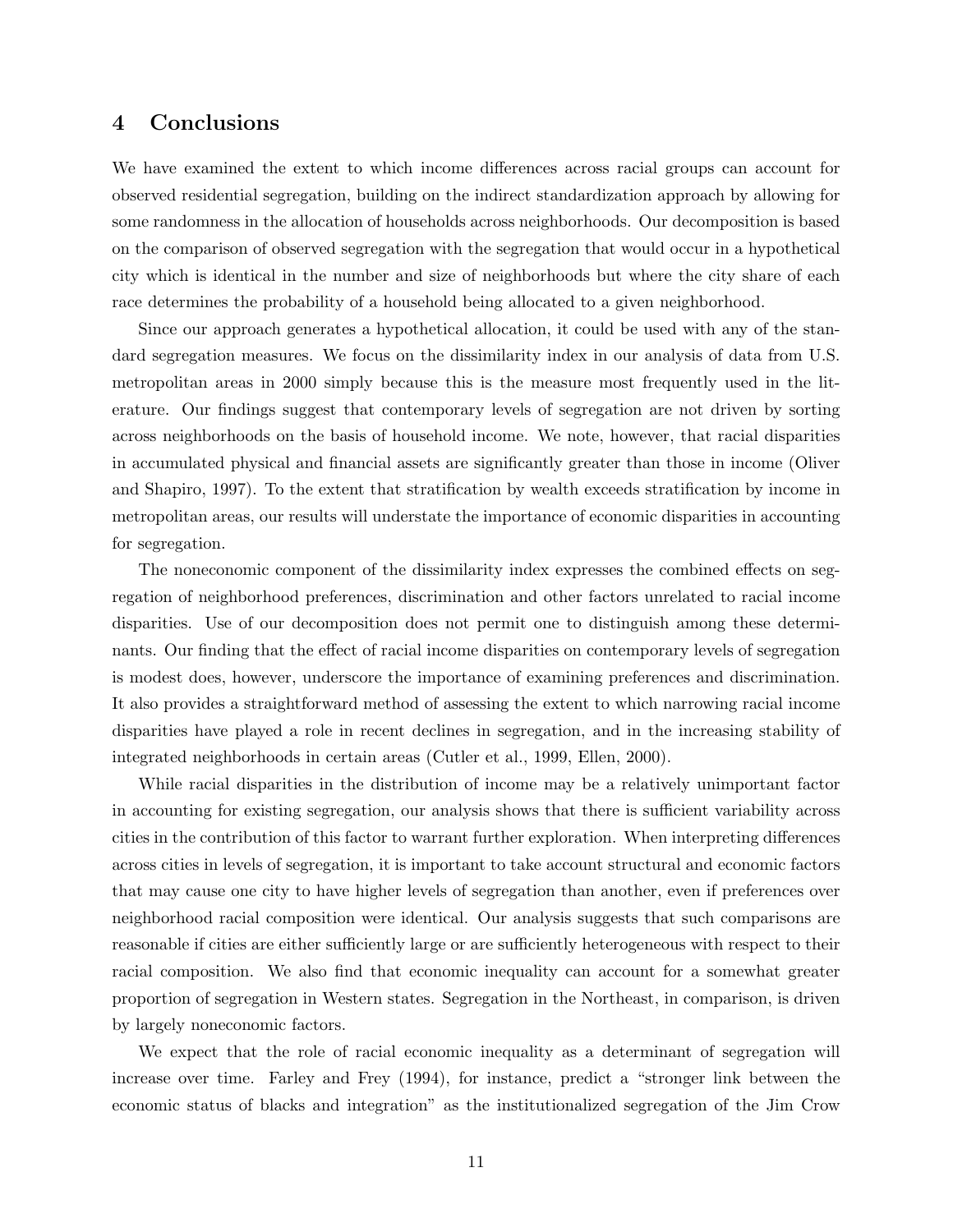## 4 Conclusions

We have examined the extent to which income differences across racial groups can account for observed residential segregation, building on the indirect standardization approach by allowing for some randomness in the allocation of households across neighborhoods. Our decomposition is based on the comparison of observed segregation with the segregation that would occur in a hypothetical city which is identical in the number and size of neighborhoods but where the city share of each race determines the probability of a household being allocated to a given neighborhood.

Since our approach generates a hypothetical allocation, it could be used with any of the standard segregation measures. We focus on the dissimilarity index in our analysis of data from U.S. metropolitan areas in 2000 simply because this is the measure most frequently used in the literature. Our findings suggest that contemporary levels of segregation are not driven by sorting across neighborhoods on the basis of household income. We note, however, that racial disparities in accumulated physical and financial assets are significantly greater than those in income (Oliver and Shapiro, 1997). To the extent that stratification by wealth exceeds stratification by income in metropolitan areas, our results will understate the importance of economic disparities in accounting for segregation.

The noneconomic component of the dissimilarity index expresses the combined effects on segregation of neighborhood preferences, discrimination and other factors unrelated to racial income disparities. Use of our decomposition does not permit one to distinguish among these determinants. Our finding that the effect of racial income disparities on contemporary levels of segregation is modest does, however, underscore the importance of examining preferences and discrimination. It also provides a straightforward method of assessing the extent to which narrowing racial income disparities have played a role in recent declines in segregation, and in the increasing stability of integrated neighborhoods in certain areas (Cutler et al., 1999, Ellen, 2000).

While racial disparities in the distribution of income may be a relatively unimportant factor in accounting for existing segregation, our analysis shows that there is sufficient variability across cities in the contribution of this factor to warrant further exploration. When interpreting differences across cities in levels of segregation, it is important to take account structural and economic factors that may cause one city to have higher levels of segregation than another, even if preferences over neighborhood racial composition were identical. Our analysis suggests that such comparisons are reasonable if cities are either sufficiently large or are sufficiently heterogeneous with respect to their racial composition. We also find that economic inequality can account for a somewhat greater proportion of segregation in Western states. Segregation in the Northeast, in comparison, is driven by largely noneconomic factors.

We expect that the role of racial economic inequality as a determinant of segregation will increase over time. Farley and Frey (1994), for instance, predict a "stronger link between the economic status of blacks and integration" as the institutionalized segregation of the Jim Crow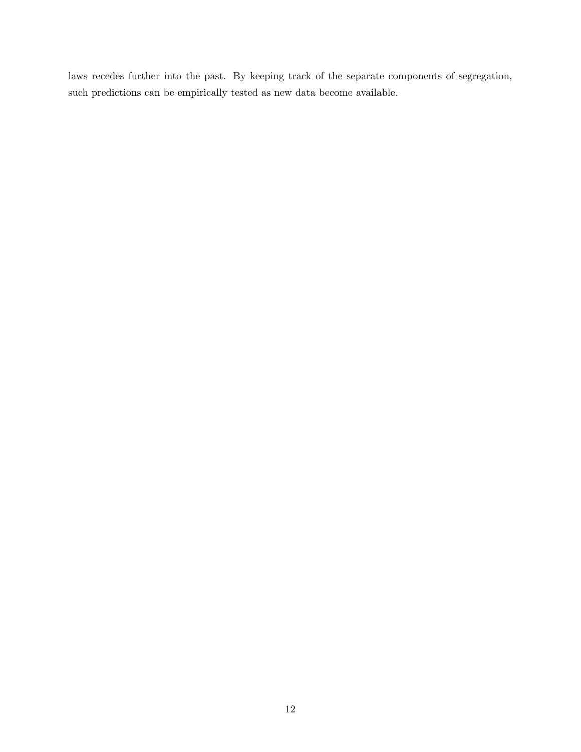laws recedes further into the past. By keeping track of the separate components of segregation, such predictions can be empirically tested as new data become available.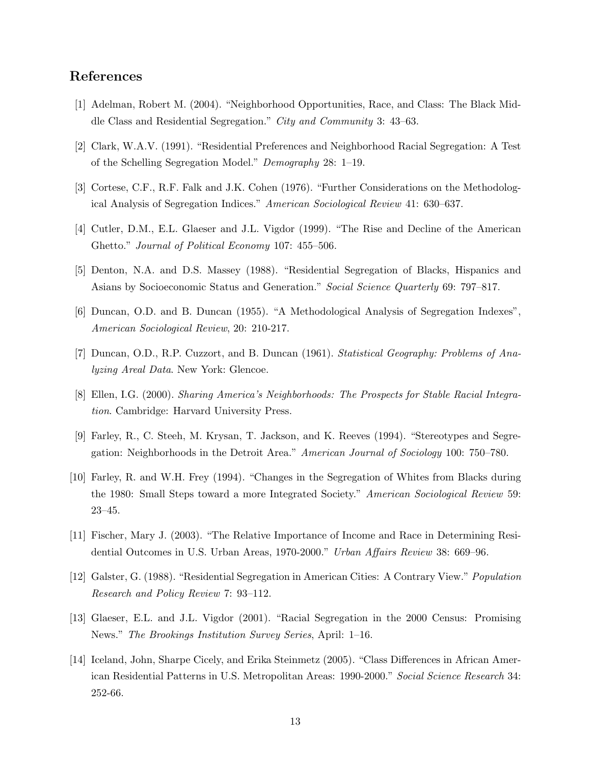## References

[1] Adelman, Robert M. (2004). "Neighborhood Opportunities, Race, and Class: The Black Middle Class and Residential Segregation." *City and Community* 3: 43–63.

[2] Clark, W.A.V. (1991). "Residential Preferences and Neighborhood Racial Segregation: A Test of the Schelling Segregation Model." *Demography* 28: 1–19.

[3] Cortese, C.F., R.F. Falk and J.K. Cohen (1976). "Further Considerations on the Methodological Analysis of Segregation Indices." *American Sociological Review* 41: 630–637.

[4] Cutler, D.M., E.L. Glaeser and J.L. Vigdor (1999). "The Rise and Decline of the American Ghetto." *Journal of Political Economy* 107: 455–506.

[5] Denton, N.A. and D.S. Massey (1988). "Residential Segregation of Blacks, Hispanics and Asians by Socioeconomic Status and Generation." *Social Science Quarterly* 69: 797–817.

[6] Duncan, O.D. and B. Duncan (1955). "A Methodological Analysis of Segregation Indexes", *American Sociological Review*, 20: 210-217.

[7] Duncan, O.D., R.P. Cuzzort, and B. Duncan (1961). *Statistical Geography: Problems of Analyzing Areal Data*. New York: Glencoe.

[8] Ellen, I.G. (2000). *Sharing America's Neighborhoods: The Prospects for Stable Racial Integration*. Cambridge: Harvard University Press.

[9] Farley, R., C. Steeh, M. Krysan, T. Jackson, and K. Reeves (1994). "Stereotypes and Segregation: Neighborhoods in the Detroit Area." *American Journal of Sociology* 100: 750–780.

[10] Farley, R. and W.H. Frey (1994). "Changes in the Segregation of Whites from Blacks during the 1980: Small Steps toward a more Integrated Society." *American Sociological Review* 59: 23–45.

[11] Fischer, Mary J. (2003). "The Relative Importance of Income and Race in Determining Residential Outcomes in U.S. Urban Areas, 1970-2000." *Urban Affairs Review* 38: 669–96.

[12] Galster, G. (1988). "Residential Segregation in American Cities: A Contrary View." *Population Research and Policy Review* 7: 93–112.

[13] Glaeser, E.L. and J.L. Vigdor (2001). "Racial Segregation in the 2000 Census: Promising News." *The Brookings Institution Survey Series*, April: 1–16.

[14] Iceland, John, Sharpe Cicely, and Erika Steinmetz (2005). "Class Differences in African American Residential Patterns in U.S. Metropolitan Areas: 1990-2000." *Social Science Research* 34: 252-66.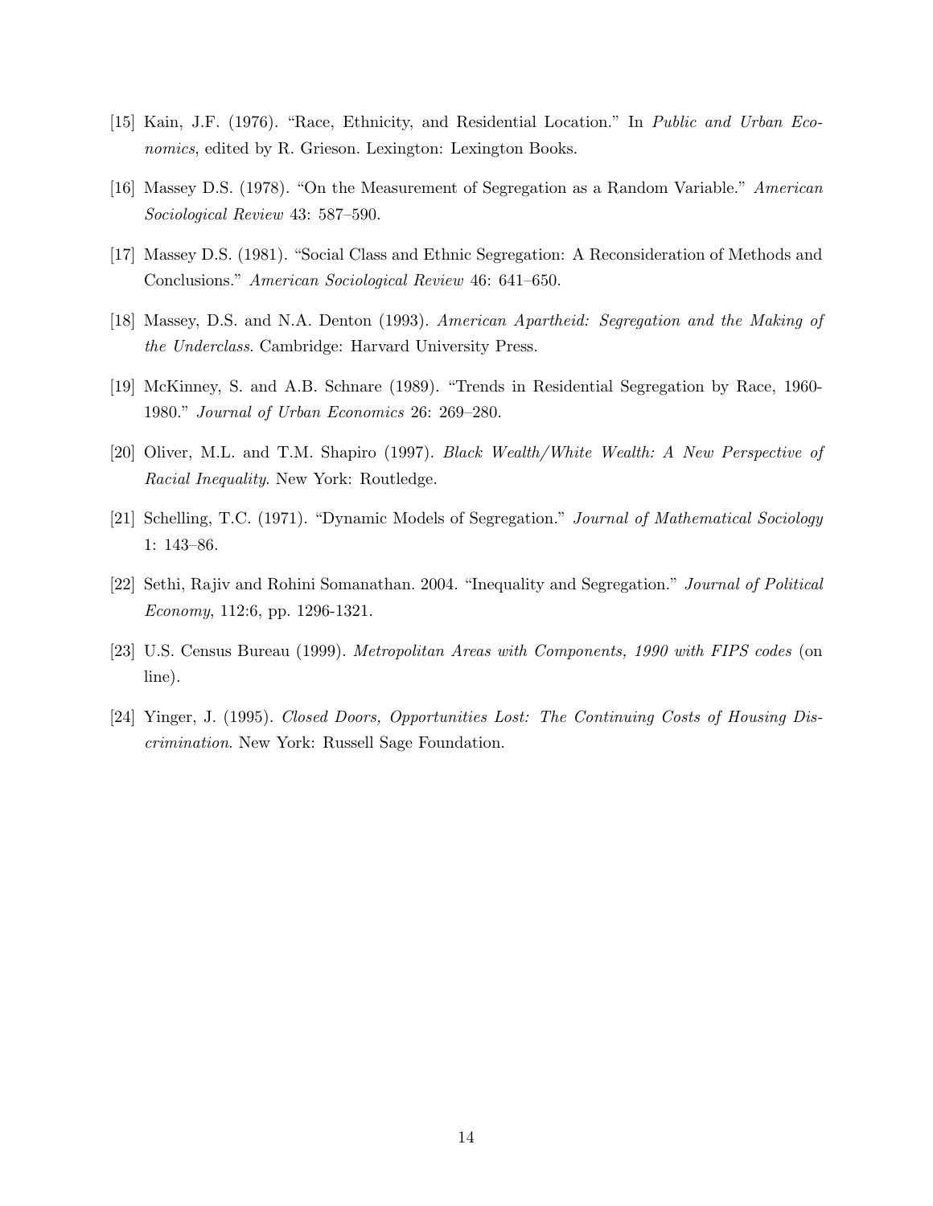[15] Kain, J.F. (1976). "Race, Ethnicity, and Residential Location." In *Public and Urban Economics*, edited by R. Grieson. Lexington: Lexington Books.

[16] Massey D.S. (1978). "On the Measurement of Segregation as a Random Variable." *American Sociological Review* 43: 587–590.

[17] Massey D.S. (1981). "Social Class and Ethnic Segregation: A Reconsideration of Methods and Conclusions." *American Sociological Review* 46: 641–650.

[18] Massey, D.S. and N.A. Denton (1993). *American Apartheid: Segregation and the Making of the Underclass*. Cambridge: Harvard University Press.

[19] McKinney, S. and A.B. Schnare (1989). "Trends in Residential Segregation by Race, 1960-1980." *Journal of Urban Economics* 26: 269–280.

[20] Oliver, M.L. and T.M. Shapiro (1997). *Black Wealth/White Wealth: A New Perspective of Racial Inequality*. New York: Routledge.

[21] Schelling, T.C. (1971). "Dynamic Models of Segregation." *Journal of Mathematical Sociology* 1: 143–86.

[22] Sethi, Rajiv and Rohini Somanathan. 2004. "Inequality and Segregation." *Journal of Political Economy*, 112:6, pp. 1296-1321.

[23] U.S. Census Bureau (1999). *Metropolitan Areas with Components, 1990 with FIPS codes* (on line).

[24] Yinger, J. (1995). *Closed Doors, Opportunities Lost: The Continuing Costs of Housing Discrimination*. New York: Russell Sage Foundation.